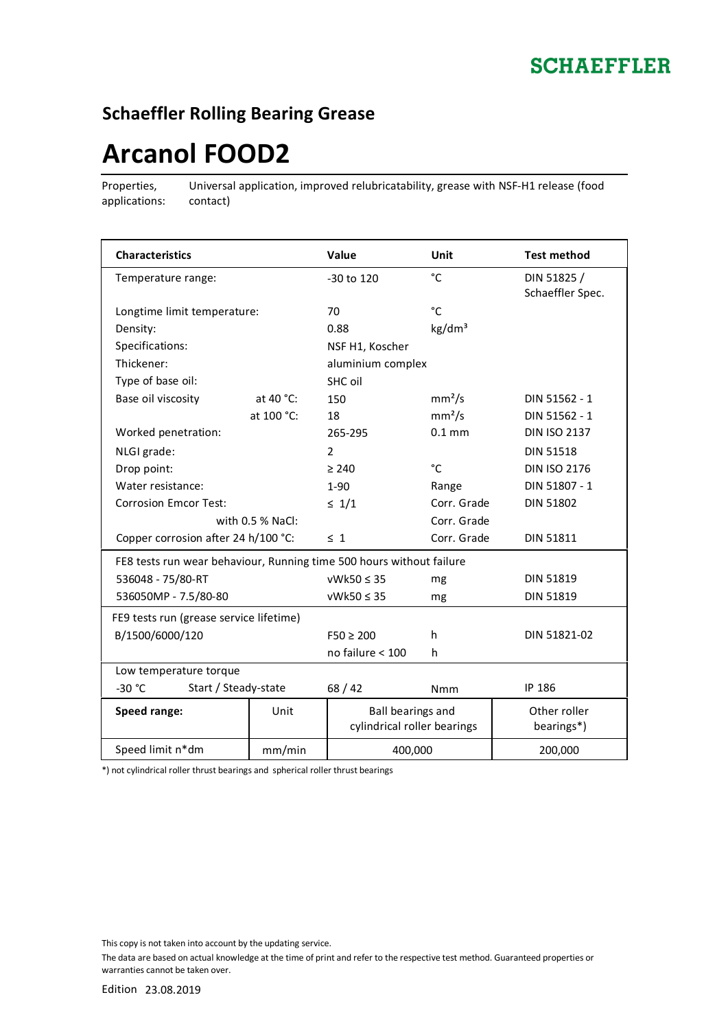SCHAEFFLER

## Schaeffler Rolling Bearing Grease

# Arcanol FOOD2

Properties, applications: Universal application, improved relubricatability, grease with NSF-H1 release (food contact)

| Characteristics | | Value | Unit | Test method |
|---|---|---|---|---|
| Temperature range: | | -30 to 120 | °C | DIN 51825 / Schaeffler Spec. |
| Longtime limit temperature: | | 70 | °C | |
| Density: | | 0.88 | kg/dm³ | |
| Specifications: | | NSF H1, Koscher | | |
| Thickener: | | aluminium complex | | |
| Type of base oil: | | SHC oil | | |
| Base oil viscosity | at 40 °C: | 150 | mm²/s | DIN 51562 - 1 |
| | at 100 °C: | 18 | mm²/s | DIN 51562 - 1 |
| Worked penetration: | | 265-295 | 0.1 mm | DIN ISO 2137 |
| NLGI grade: | | 2 | | DIN 51518 |
| Drop point: | | ≥ 240 | °C | DIN ISO 2176 |
| Water resistance: | | 1-90 | Range | DIN 51807 - 1 |
| Corrosion Emcor Test: | | ≤ 1/1 | Corr. Grade | DIN 51802 |
| | with 0.5 % NaCl: | | Corr. Grade | |
| Copper corrosion after 24 h/100 °C: | | ≤ 1 | Corr. Grade | DIN 51811 |
| FE8 tests run wear behaviour, Running time 500 hours without failure | | | | |
| 536048 - 75/80-RT | | vWk50 ≤ 35 | mg | DIN 51819 |
| 536050MP - 7.5/80-80 | | vWk50 ≤ 35 | mg | DIN 51819 |
| FE9 tests run (grease service lifetime) | | | | |
| B/1500/6000/120 | | F50 ≥ 200 | h | DIN 51821-02 |
| | | no failure < 100 | h | |
| Low temperature torque | | | | |
| -30 °C | Start / Steady-state | 68 / 42 | Nmm | IP 186 |

| Speed range: | Unit | Ball bearings and cylindrical roller bearings | Other roller bearings*) |
|---|---|---|---|
| Speed limit n*dm | mm/min | 400,000 | 200,000 |

*) not cylindrical roller thrust bearings and spherical roller thrust bearings

This copy is not taken into account by the updating service.

The data are based on actual knowledge at the time of print and refer to the respective test method. Guaranteed properties or warranties cannot be taken over.

Edition 23.08.2019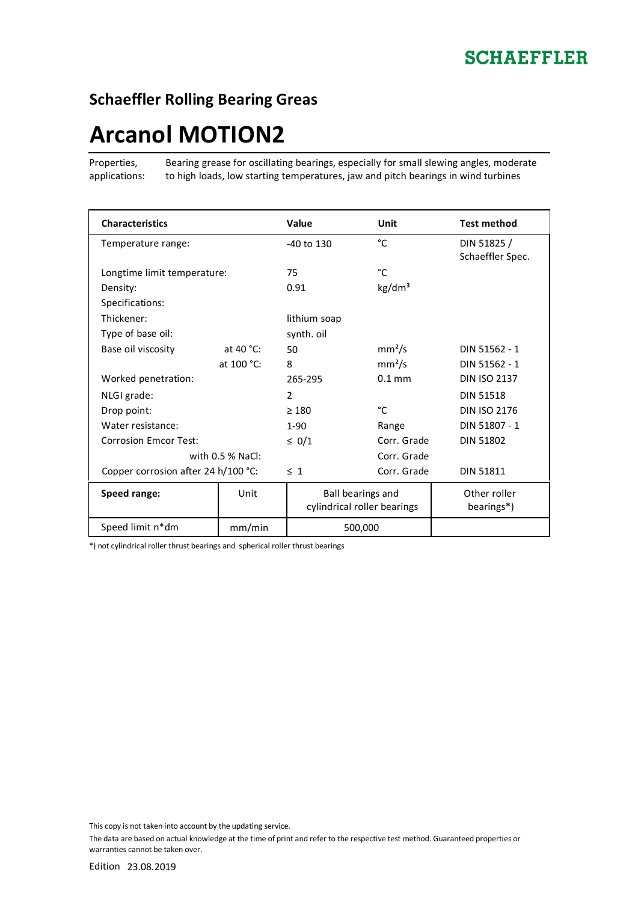**SCHAEFFLER**

## Schaeffler Rolling Bearing Greas

# Arcanol MOTION2

Properties, applications: Bearing grease for oscillating bearings, especially for small slewing angles, moderate to high loads, low starting temperatures, jaw and pitch bearings in wind turbines

| Characteristics | | Value | Unit | Test method |
|---|---|---|---|---|
| Temperature range: | | -40 to 130 | °C | DIN 51825 / Schaeffler Spec. |
| Longtime limit temperature: | | 75 | °C | |
| Density: | | 0.91 | kg/dm³ | |
| Specifications: | | | | |
| Thickener: | | lithium soap | | |
| Type of base oil: | | synth. oil | | |
| Base oil viscosity | at 40 °C: | 50 | mm²/s | DIN 51562 - 1 |
| | at 100 °C: | 8 | mm²/s | DIN 51562 - 1 |
| Worked penetration: | | 265-295 | 0.1 mm | DIN ISO 2137 |
| NLGI grade: | | 2 | | DIN 51518 |
| Drop point: | | ≥ 180 | °C | DIN ISO 2176 |
| Water resistance: | | 1-90 | Range | DIN 51807 - 1 |
| Corrosion Emcor Test: | | ≤ 0/1 | Corr. Grade | DIN 51802 |
| | with 0.5 % NaCl: | | Corr. Grade | |
| Copper corrosion after 24 h/100 °C: | | ≤ 1 | Corr. Grade | DIN 51811 |

| Speed range: | Unit | Ball bearings and cylindrical roller bearings | Other roller bearings*) |
|---|---|---|---|
| Speed limit n*dm | mm/min | 500,000 | |

*) not cylindrical roller thrust bearings and spherical roller thrust bearings

This copy is not taken into account by the updating service.

The data are based on actual knowledge at the time of print and refer to the respective test method. Guaranteed properties or warranties cannot be taken over.

Edition 23.08.2019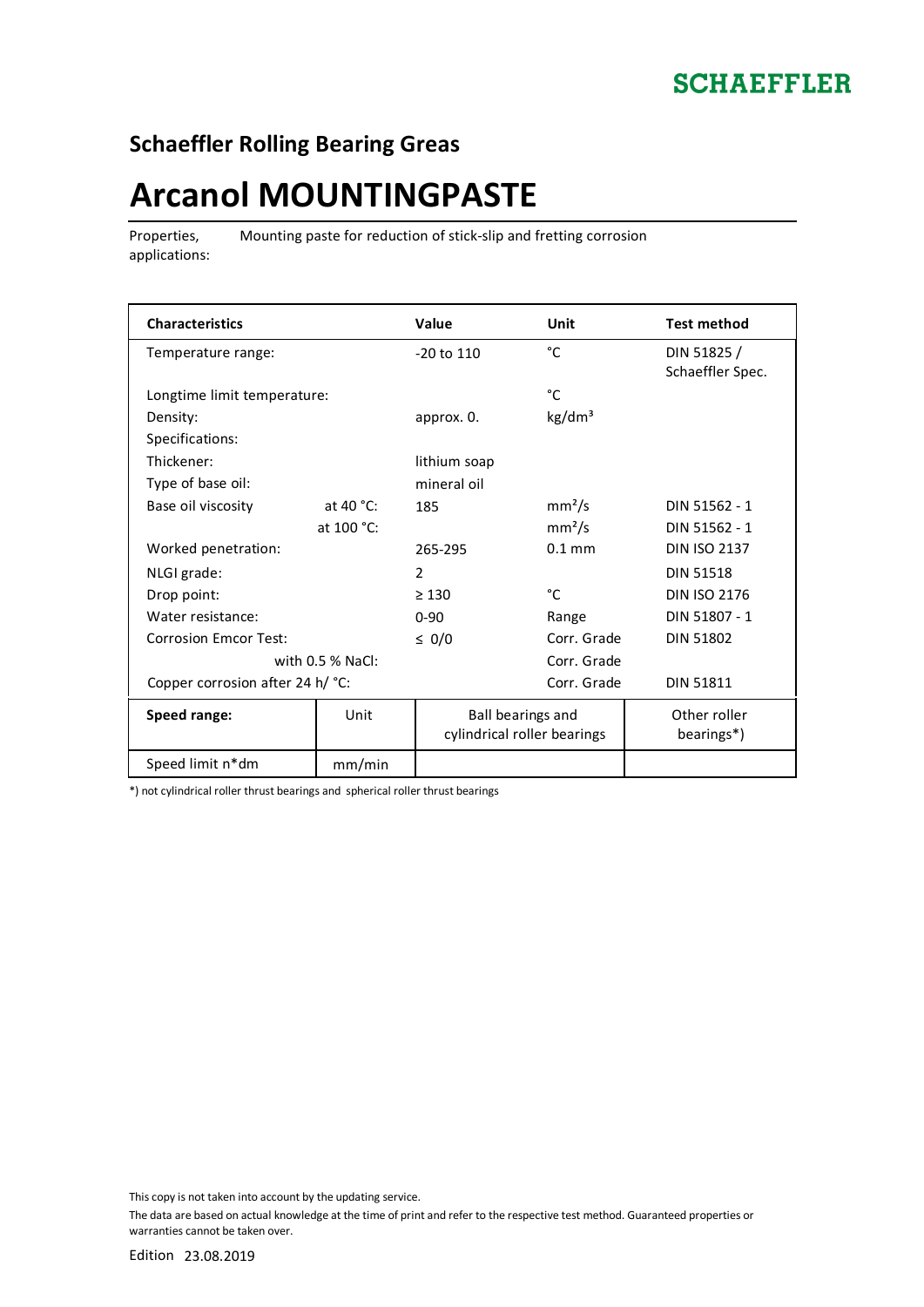## Schaeffler Rolling Bearing Greas

# Arcanol MOUNTINGPASTE

Properties, applications: Mounting paste for reduction of stick-slip and fretting corrosion

| Characteristics | | Value | Unit | Test method |
|---|---|---|---|---|
| Temperature range: | | -20 to 110 | °C | DIN 51825 / Schaeffler Spec. |
| Longtime limit temperature: | | | °C | |
| Density: | | approx. 0. | kg/dm³ | |
| Specifications: | | | | |
| Thickener: | | lithium soap | | |
| Type of base oil: | | mineral oil | | |
| Base oil viscosity | at 40 °C: | 185 | mm²/s | DIN 51562 - 1 |
| | at 100 °C: | | mm²/s | DIN 51562 - 1 |
| Worked penetration: | | 265-295 | 0.1 mm | DIN ISO 2137 |
| NLGI grade: | | 2 | | DIN 51518 |
| Drop point: | | ≥ 130 | °C | DIN ISO 2176 |
| Water resistance: | | 0-90 | Range | DIN 51807 - 1 |
| Corrosion Emcor Test: | | ≤ 0/0 | Corr. Grade | DIN 51802 |
| | with 0.5 % NaCl: | | Corr. Grade | |
| Copper corrosion after 24 h/ °C: | | | Corr. Grade | DIN 51811 |

| Speed range: | Unit | Ball bearings and cylindrical roller bearings | Other roller bearings*) |
|---|---|---|---|
| Speed limit n*dm | mm/min | | |

*) not cylindrical roller thrust bearings and spherical roller thrust bearings

This copy is not taken into account by the updating service.

The data are based on actual knowledge at the time of print and refer to the respective test method. Guaranteed properties or warranties cannot be taken over.

Edition 23.08.2019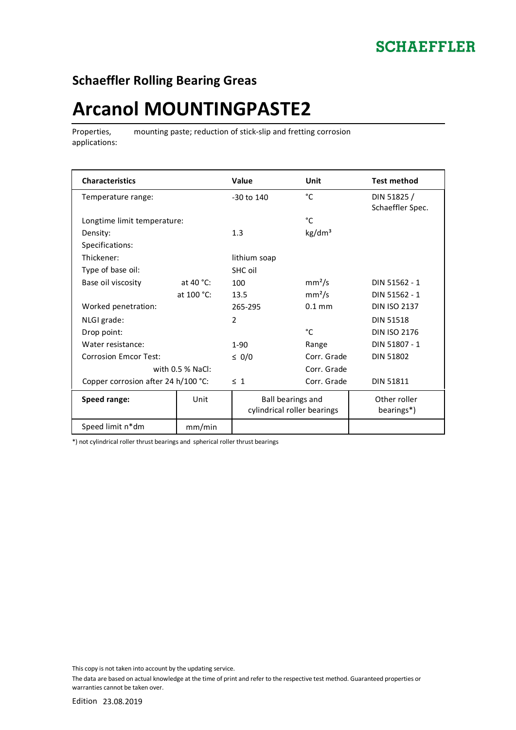**SCHAEFFLER**

## Schaeffler Rolling Bearing Greas

# Arcanol MOUNTINGPASTE2

Properties, applications: mounting paste; reduction of stick-slip and fretting corrosion

| Characteristics | | Value | Unit | Test method |
|---|---|---|---|---|
| Temperature range: | | -30 to 140 | °C | DIN 51825 / Schaeffler Spec. |
| Longtime limit temperature: | | | °C | |
| Density: | | 1.3 | kg/dm³ | |
| Specifications: | | | | |
| Thickener: | | lithium soap | | |
| Type of base oil: | | SHC oil | | |
| Base oil viscosity | at 40 °C: | 100 | mm²/s | DIN 51562 - 1 |
| | at 100 °C: | 13.5 | mm²/s | DIN 51562 - 1 |
| Worked penetration: | | 265-295 | 0.1 mm | DIN ISO 2137 |
| NLGI grade: | | 2 | | DIN 51518 |
| Drop point: | | | °C | DIN ISO 2176 |
| Water resistance: | | 1-90 | Range | DIN 51807 - 1 |
| Corrosion Emcor Test: | | ≤ 0/0 | Corr. Grade | DIN 51802 |
| | with 0.5 % NaCl: | | Corr. Grade | |
| Copper corrosion after 24 h/100 °C: | | ≤ 1 | Corr. Grade | DIN 51811 |

| Speed range: | Unit | Ball bearings and cylindrical roller bearings | Other roller bearings*) |
|---|---|---|---|
| Speed limit n*dm | mm/min | | |

*) not cylindrical roller thrust bearings and spherical roller thrust bearings

This copy is not taken into account by the updating service.

The data are based on actual knowledge at the time of print and refer to the respective test method. Guaranteed properties or warranties cannot be taken over.

Edition 23.08.2019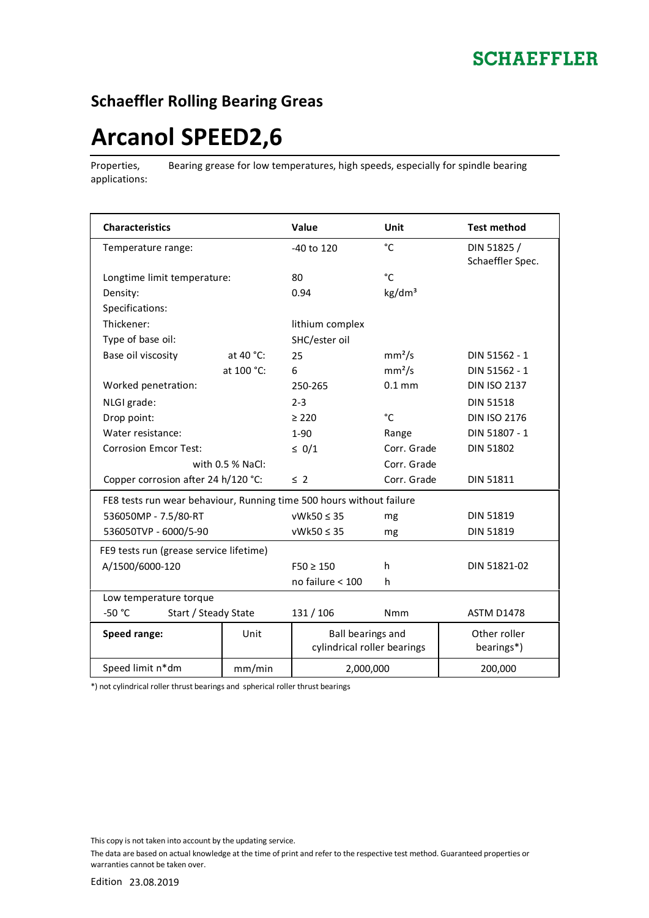SCHAEFFLER

## Schaeffler Rolling Bearing Greas

# Arcanol SPEED2,6

Properties, applications: Bearing grease for low temperatures, high speeds, especially for spindle bearing

| Characteristics | | Value | Unit | Test method |
|---|---|---|---|---|
| Temperature range: | | -40 to 120 | °C | DIN 51825 / Schaeffler Spec. |
| Longtime limit temperature: | | 80 | °C | |
| Density: | | 0.94 | kg/dm³ | |
| Specifications: | | | | |
| Thickener: | | lithium complex | | |
| Type of base oil: | | SHC/ester oil | | |
| Base oil viscosity | at 40 °C: | 25 | mm²/s | DIN 51562 - 1 |
| | at 100 °C: | 6 | mm²/s | DIN 51562 - 1 |
| Worked penetration: | | 250-265 | 0.1 mm | DIN ISO 2137 |
| NLGI grade: | | 2-3 | | DIN 51518 |
| Drop point: | | ≥ 220 | °C | DIN ISO 2176 |
| Water resistance: | | 1-90 | Range | DIN 51807 - 1 |
| Corrosion Emcor Test: | | ≤ 0/1 | Corr. Grade | DIN 51802 |
| | with 0.5 % NaCl: | | Corr. Grade | |
| Copper corrosion after 24 h/120 °C: | | ≤ 2 | Corr. Grade | DIN 51811 |
| FE8 tests run wear behaviour, Running time 500 hours without failure | | | | |
| 536050MP - 7.5/80-RT | | vWk50 ≤ 35 | mg | DIN 51819 |
| 536050TVP - 6000/5-90 | | vWk50 ≤ 35 | mg | DIN 51819 |
| FE9 tests run (grease service lifetime) | | | | |
| A/1500/6000-120 | | F50 ≥ 150 | h | DIN 51821-02 |
| | | no failure < 100 | h | |
| Low temperature torque | | | | |
| -50 °C | Start / Steady State | 131 / 106 | Nmm | ASTM D1478 |

| **Speed range:** | Unit | Ball bearings and cylindrical roller bearings | Other roller bearings*) |
|---|---|---|---|
| Speed limit n*dm | mm/min | 2,000,000 | 200,000 |

*) not cylindrical roller thrust bearings and spherical roller thrust bearings

This copy is not taken into account by the updating service.

The data are based on actual knowledge at the time of print and refer to the respective test method. Guaranteed properties or warranties cannot be taken over.

Edition 23.08.2019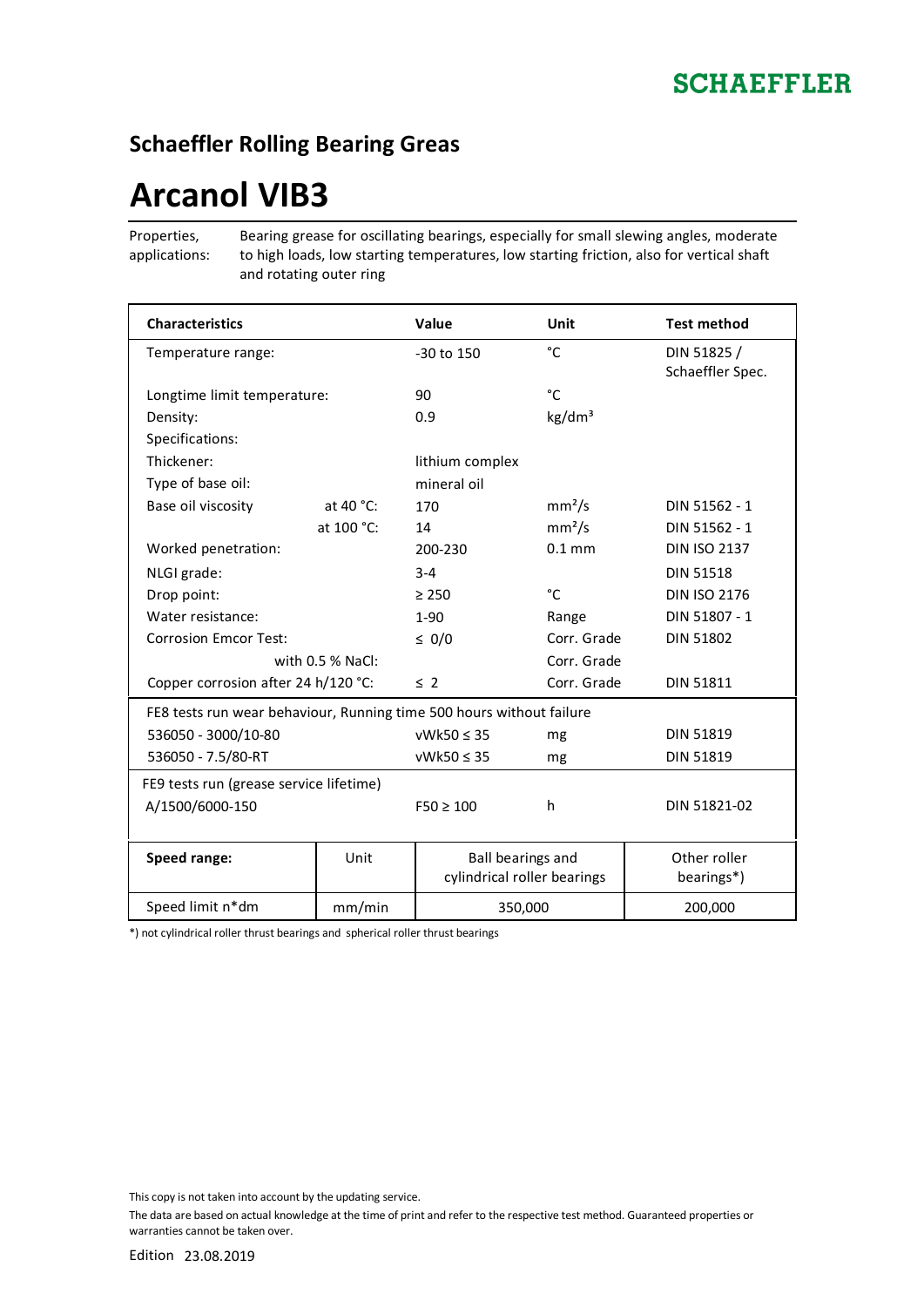SCHAEFFLER

## Schaeffler Rolling Bearing Greas

# Arcanol VIB3

Properties, applications: Bearing grease for oscillating bearings, especially for small slewing angles, moderate to high loads, low starting temperatures, low starting friction, also for vertical shaft and rotating outer ring

| Characteristics | | Value | Unit | Test method |
|---|---|---|---|---|
| Temperature range: | | -30 to 150 | °C | DIN 51825 / Schaeffler Spec. |
| Longtime limit temperature: | | 90 | °C | |
| Density: | | 0.9 | kg/dm³ | |
| Specifications: | | | | |
| Thickener: | | lithium complex | | |
| Type of base oil: | | mineral oil | | |
| Base oil viscosity | at 40 °C: | 170 | mm²/s | DIN 51562 - 1 |
| | at 100 °C: | 14 | mm²/s | DIN 51562 - 1 |
| Worked penetration: | | 200-230 | 0.1 mm | DIN ISO 2137 |
| NLGI grade: | | 3-4 | | DIN 51518 |
| Drop point: | | ≥ 250 | °C | DIN ISO 2176 |
| Water resistance: | | 1-90 | Range | DIN 51807 - 1 |
| Corrosion Emcor Test: | | ≤ 0/0 | Corr. Grade | DIN 51802 |
| | with 0.5 % NaCl: | | Corr. Grade | |
| Copper corrosion after 24 h/120 °C: | | ≤ 2 | Corr. Grade | DIN 51811 |
| FE8 tests run wear behaviour, Running time 500 hours without failure | | | | |
| 536050 - 3000/10-80 | | vWk50 ≤ 35 | mg | DIN 51819 |
| 536050 - 7.5/80-RT | | vWk50 ≤ 35 | mg | DIN 51819 |
| FE9 tests run (grease service lifetime) | | | | |
| A/1500/6000-150 | | F50 ≥ 100 | h | DIN 51821-02 |

| Speed range: | Unit | Ball bearings and cylindrical roller bearings | Other roller bearings*) |
|---|---|---|---|
| Speed limit n*dm | mm/min | 350,000 | 200,000 |

*) not cylindrical roller thrust bearings and spherical roller thrust bearings

This copy is not taken into account by the updating service.

The data are based on actual knowledge at the time of print and refer to the respective test method. Guaranteed properties or warranties cannot be taken over.

Edition 23.08.2019